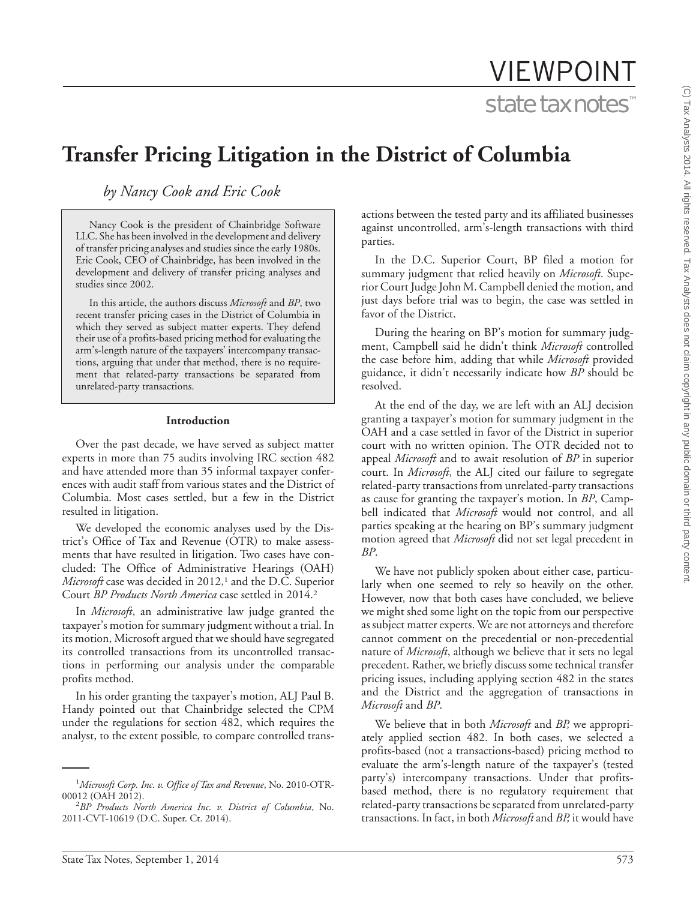# Transfer Pricing Litigation in the District of Columbia

*by Nancy Cook and Eric Cook*

> Nancy Cook is the president of Chainbridge Software LLC. She has been involved in the development and delivery of transfer pricing analyses and studies since the early 1980s. Eric Cook, CEO of Chainbridge, has been involved in the development and delivery of transfer pricing analyses and studies since 2002.
>
> In this article, the authors discuss *Microsoft* and *BP*, two recent transfer pricing cases in the District of Columbia in which they served as subject matter experts. They defend their use of a profits-based pricing method for evaluating the arm's-length nature of the taxpayers' intercompany transactions, arguing that under that method, there is no requirement that related-party transactions be separated from unrelated-party transactions.

### Introduction

Over the past decade, we have served as subject matter experts in more than 75 audits involving IRC section 482 and have attended more than 35 informal taxpayer conferences with audit staff from various states and the District of Columbia. Most cases settled, but a few in the District resulted in litigation.

We developed the economic analyses used by the District's Office of Tax and Revenue (OTR) to make assessments that have resulted in litigation. Two cases have concluded: The Office of Administrative Hearings (OAH) *Microsoft* case was decided in 2012,[1] and the D.C. Superior Court *BP Products North America* case settled in 2014.[2]

In *Microsoft*, an administrative law judge granted the taxpayer's motion for summary judgment without a trial. In its motion, Microsoft argued that we should have segregated its controlled transactions from its uncontrolled transactions in performing our analysis under the comparable profits method.

In his order granting the taxpayer's motion, ALJ Paul B. Handy pointed out that Chainbridge selected the CPM under the regulations for section 482, which requires the analyst, to the extent possible, to compare controlled transactions between the tested party and its affiliated businesses against uncontrolled, arm's-length transactions with third parties.

In the D.C. Superior Court, BP filed a motion for summary judgment that relied heavily on *Microsoft*. Superior Court Judge John M. Campbell denied the motion, and just days before trial was to begin, the case was settled in favor of the District.

During the hearing on BP's motion for summary judgment, Campbell said he didn't think *Microsoft* controlled the case before him, adding that while *Microsoft* provided guidance, it didn't necessarily indicate how *BP* should be resolved.

At the end of the day, we are left with an ALJ decision granting a taxpayer's motion for summary judgment in the OAH and a case settled in favor of the District in superior court with no written opinion. The OTR decided not to appeal *Microsoft* and to await resolution of *BP* in superior court. In *Microsoft*, the ALJ cited our failure to segregate related-party transactions from unrelated-party transactions as cause for granting the taxpayer's motion. In *BP*, Campbell indicated that *Microsoft* would not control, and all parties speaking at the hearing on BP's summary judgment motion agreed that *Microsoft* did not set legal precedent in *BP*.

We have not publicly spoken about either case, particularly when one seemed to rely so heavily on the other. However, now that both cases have concluded, we believe we might shed some light on the topic from our perspective as subject matter experts. We are not attorneys and therefore cannot comment on the precedential or non-precedential nature of *Microsoft*, although we believe that it sets no legal precedent. Rather, we briefly discuss some technical transfer pricing issues, including applying section 482 in the states and the District and the aggregation of transactions in *Microsoft* and *BP*.

We believe that in both *Microsoft* and *BP,* we appropriately applied section 482. In both cases, we selected a profits-based (not a transactions-based) pricing method to evaluate the arm's-length nature of the taxpayer's (tested party's) intercompany transactions. Under that profits-based method, there is no regulatory requirement that related-party transactions be separated from unrelated-party transactions. In fact, in both *Microsoft* and *BP,* it would have

---

[1] *Microsoft Corp. Inc. v. Office of Tax and Revenue*, No. 2010-OTR-00012 (OAH 2012).

[2] *BP Products North America Inc. v. District of Columbia*, No. 2011-CVT-10619 (D.C. Super. Ct. 2014).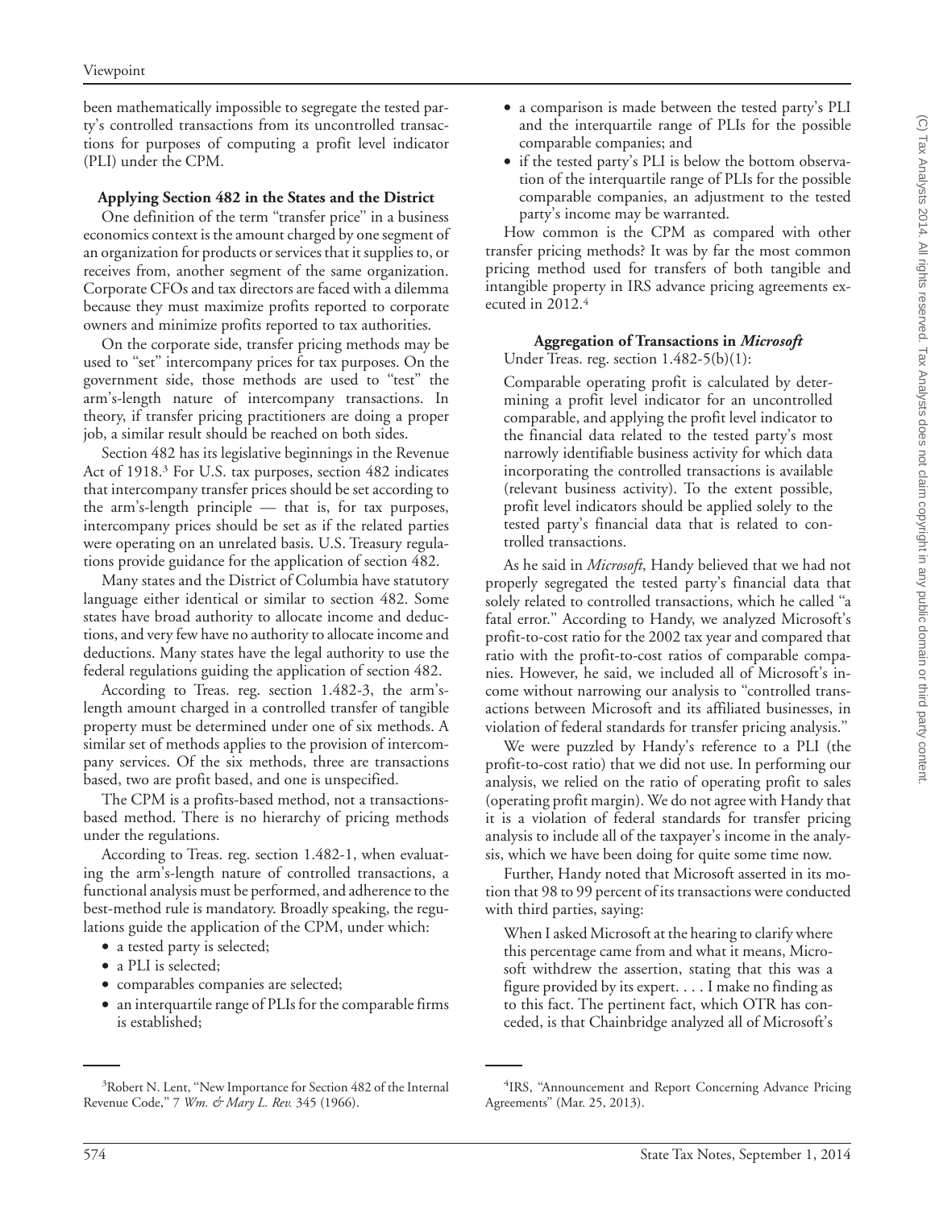been mathematically impossible to segregate the tested party's controlled transactions from its uncontrolled transactions for purposes of computing a profit level indicator (PLI) under the CPM.

### Applying Section 482 in the States and the District

One definition of the term "transfer price" in a business economics context is the amount charged by one segment of an organization for products or services that it supplies to, or receives from, another segment of the same organization. Corporate CFOs and tax directors are faced with a dilemma because they must maximize profits reported to corporate owners and minimize profits reported to tax authorities.

On the corporate side, transfer pricing methods may be used to "set" intercompany prices for tax purposes. On the government side, those methods are used to "test" the arm's-length nature of intercompany transactions. In theory, if transfer pricing practitioners are doing a proper job, a similar result should be reached on both sides.

Section 482 has its legislative beginnings in the Revenue Act of 1918.[3] For U.S. tax purposes, section 482 indicates that intercompany transfer prices should be set according to the arm's-length principle — that is, for tax purposes, intercompany prices should be set as if the related parties were operating on an unrelated basis. U.S. Treasury regulations provide guidance for the application of section 482.

Many states and the District of Columbia have statutory language either identical or similar to section 482. Some states have broad authority to allocate income and deductions, and very few have no authority to allocate income and deductions. Many states have the legal authority to use the federal regulations guiding the application of section 482.

According to Treas. reg. section 1.482-3, the arm's-length amount charged in a controlled transfer of tangible property must be determined under one of six methods. A similar set of methods applies to the provision of intercompany services. Of the six methods, three are transactions based, two are profit based, and one is unspecified.

The CPM is a profits-based method, not a transactions-based method. There is no hierarchy of pricing methods under the regulations.

According to Treas. reg. section 1.482-1, when evaluating the arm's-length nature of controlled transactions, a functional analysis must be performed, and adherence to the best-method rule is mandatory. Broadly speaking, the regulations guide the application of the CPM, under which:

- a tested party is selected;
- a PLI is selected;
- comparables companies are selected;
- an interquartile range of PLIs for the comparable firms is established;
- a comparison is made between the tested party's PLI and the interquartile range of PLIs for the possible comparable companies; and
- if the tested party's PLI is below the bottom observation of the interquartile range of PLIs for the possible comparable companies, an adjustment to the tested party's income may be warranted.

How common is the CPM as compared with other transfer pricing methods? It was by far the most common pricing method used for transfers of both tangible and intangible property in IRS advance pricing agreements executed in 2012.[4]

### Aggregation of Transactions in *Microsoft*

Under Treas. reg. section 1.482-5(b)(1):

> Comparable operating profit is calculated by determining a profit level indicator for an uncontrolled comparable, and applying the profit level indicator to the financial data related to the tested party's most narrowly identifiable business activity for which data incorporating the controlled transactions is available (relevant business activity). To the extent possible, profit level indicators should be applied solely to the tested party's financial data that is related to controlled transactions.

As he said in *Microsoft*, Handy believed that we had not properly segregated the tested party's financial data that solely related to controlled transactions, which he called "a fatal error." According to Handy, we analyzed Microsoft's profit-to-cost ratio for the 2002 tax year and compared that ratio with the profit-to-cost ratios of comparable companies. However, he said, we included all of Microsoft's income without narrowing our analysis to "controlled transactions between Microsoft and its affiliated businesses, in violation of federal standards for transfer pricing analysis."

We were puzzled by Handy's reference to a PLI (the profit-to-cost ratio) that we did not use. In performing our analysis, we relied on the ratio of operating profit to sales (operating profit margin). We do not agree with Handy that it is a violation of federal standards for transfer pricing analysis to include all of the taxpayer's income in the analysis, which we have been doing for quite some time now.

Further, Handy noted that Microsoft asserted in its motion that 98 to 99 percent of its transactions were conducted with third parties, saying:

> When I asked Microsoft at the hearing to clarify where this percentage came from and what it means, Microsoft withdrew the assertion, stating that this was a figure provided by its expert. . . . I make no finding as to this fact. The pertinent fact, which OTR has conceded, is that Chainbridge analyzed all of Microsoft's

---

[3] Robert N. Lent, "New Importance for Section 482 of the Internal Revenue Code," 7 *Wm. & Mary L. Rev.* 345 (1966).

[4] IRS, "Announcement and Report Concerning Advance Pricing Agreements" (Mar. 25, 2013).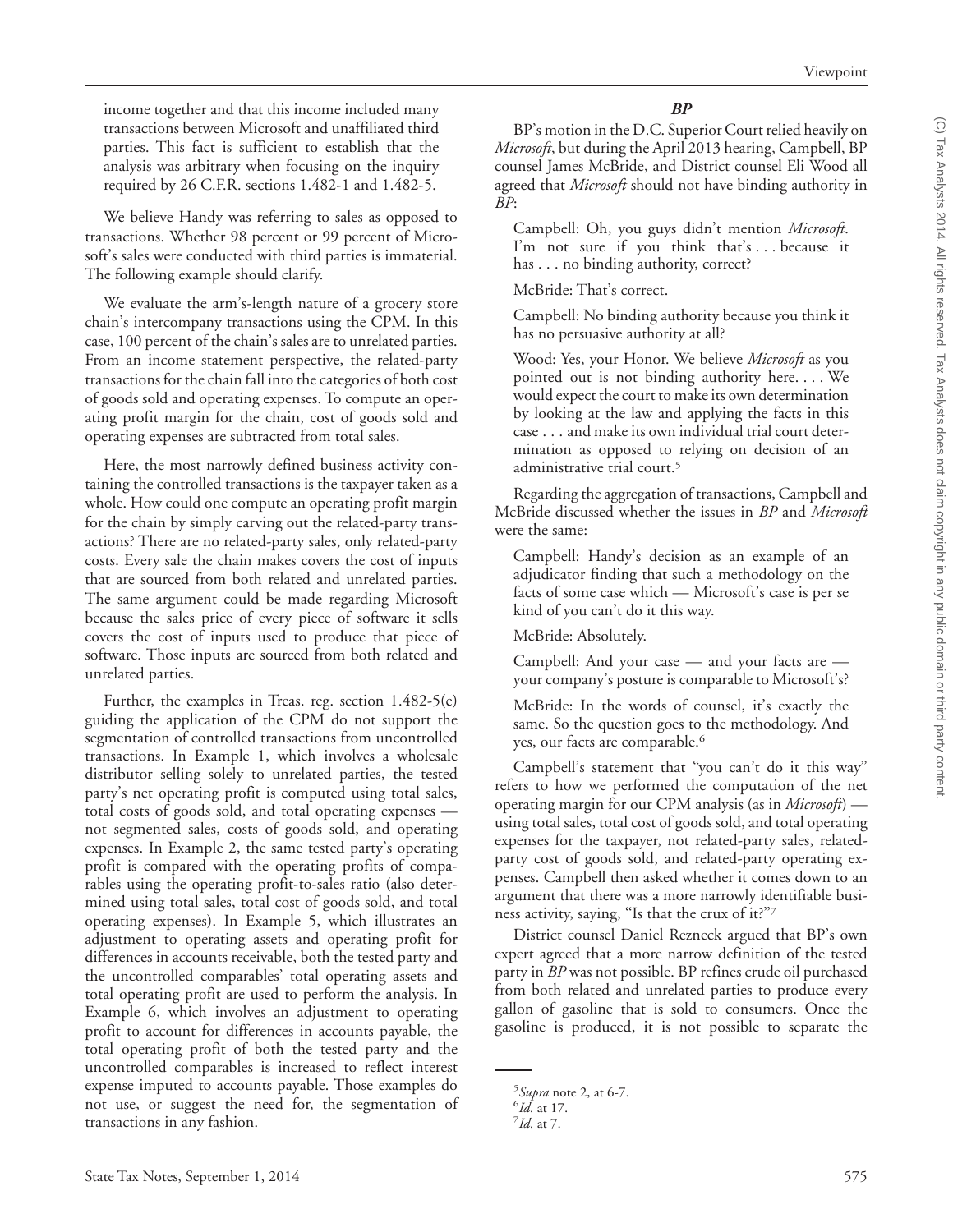income together and that this income included many transactions between Microsoft and unaffiliated third parties. This fact is sufficient to establish that the analysis was arbitrary when focusing on the inquiry required by 26 C.F.R. sections 1.482-1 and 1.482-5.

We believe Handy was referring to sales as opposed to transactions. Whether 98 percent or 99 percent of Microsoft's sales were conducted with third parties is immaterial. The following example should clarify.

We evaluate the arm's-length nature of a grocery store chain's intercompany transactions using the CPM. In this case, 100 percent of the chain's sales are to unrelated parties. From an income statement perspective, the related-party transactions for the chain fall into the categories of both cost of goods sold and operating expenses. To compute an operating profit margin for the chain, cost of goods sold and operating expenses are subtracted from total sales.

Here, the most narrowly defined business activity containing the controlled transactions is the taxpayer taken as a whole. How could one compute an operating profit margin for the chain by simply carving out the related-party transactions? There are no related-party sales, only related-party costs. Every sale the chain makes covers the cost of inputs that are sourced from both related and unrelated parties. The same argument could be made regarding Microsoft because the sales price of every piece of software it sells covers the cost of inputs used to produce that piece of software. Those inputs are sourced from both related and unrelated parties.

Further, the examples in Treas. reg. section 1.482-5(e) guiding the application of the CPM do not support the segmentation of controlled transactions from uncontrolled transactions. In Example 1, which involves a wholesale distributor selling solely to unrelated parties, the tested party's net operating profit is computed using total sales, total costs of goods sold, and total operating expenses — not segmented sales, costs of goods sold, and operating expenses. In Example 2, the same tested party's operating profit is compared with the operating profits of comparables using the operating profit-to-sales ratio (also determined using total sales, total cost of goods sold, and total operating expenses). In Example 5, which illustrates an adjustment to operating assets and operating profit for differences in accounts receivable, both the tested party and the uncontrolled comparables' total operating assets and total operating profit are used to perform the analysis. In Example 6, which involves an adjustment to operating profit to account for differences in accounts payable, the total operating profit of both the tested party and the uncontrolled comparables is increased to reflect interest expense imputed to accounts payable. Those examples do not use, or suggest the need for, the segmentation of transactions in any fashion.

### *BP*

BP's motion in the D.C. Superior Court relied heavily on *Microsoft*, but during the April 2013 hearing, Campbell, BP counsel James McBride, and District counsel Eli Wood all agreed that *Microsoft* should not have binding authority in *BP*:

> Campbell: Oh, you guys didn't mention *Microsoft*. I'm not sure if you think that's . . . because it has . . . no binding authority, correct?
>
> McBride: That's correct.
>
> Campbell: No binding authority because you think it has no persuasive authority at all?
>
> Wood: Yes, your Honor. We believe *Microsoft* as you pointed out is not binding authority here. . . . We would expect the court to make its own determination by looking at the law and applying the facts in this case . . . and make its own individual trial court determination as opposed to relying on decision of an administrative trial court.[5]

Regarding the aggregation of transactions, Campbell and McBride discussed whether the issues in *BP* and *Microsoft* were the same:

> Campbell: Handy's decision as an example of an adjudicator finding that such a methodology on the facts of some case which — Microsoft's case is per se kind of you can't do it this way.
>
> McBride: Absolutely.
>
> Campbell: And your case — and your facts are — your company's posture is comparable to Microsoft's?
>
> McBride: In the words of counsel, it's exactly the same. So the question goes to the methodology. And yes, our facts are comparable.[6]

Campbell's statement that "you can't do it this way" refers to how we performed the computation of the net operating margin for our CPM analysis (as in *Microsoft*) — using total sales, total cost of goods sold, and total operating expenses for the taxpayer, not related-party sales, related-party cost of goods sold, and related-party operating expenses. Campbell then asked whether it comes down to an argument that there was a more narrowly identifiable business activity, saying, "Is that the crux of it?"[7]

District counsel Daniel Rezneck argued that BP's own expert agreed that a more narrow definition of the tested party in *BP* was not possible. BP refines crude oil purchased from both related and unrelated parties to produce every gallon of gasoline that is sold to consumers. Once the gasoline is produced, it is not possible to separate the

---

[5] *Supra* note 2, at 6-7.

[6] *Id.* at 17.

[7] *Id.* at 7.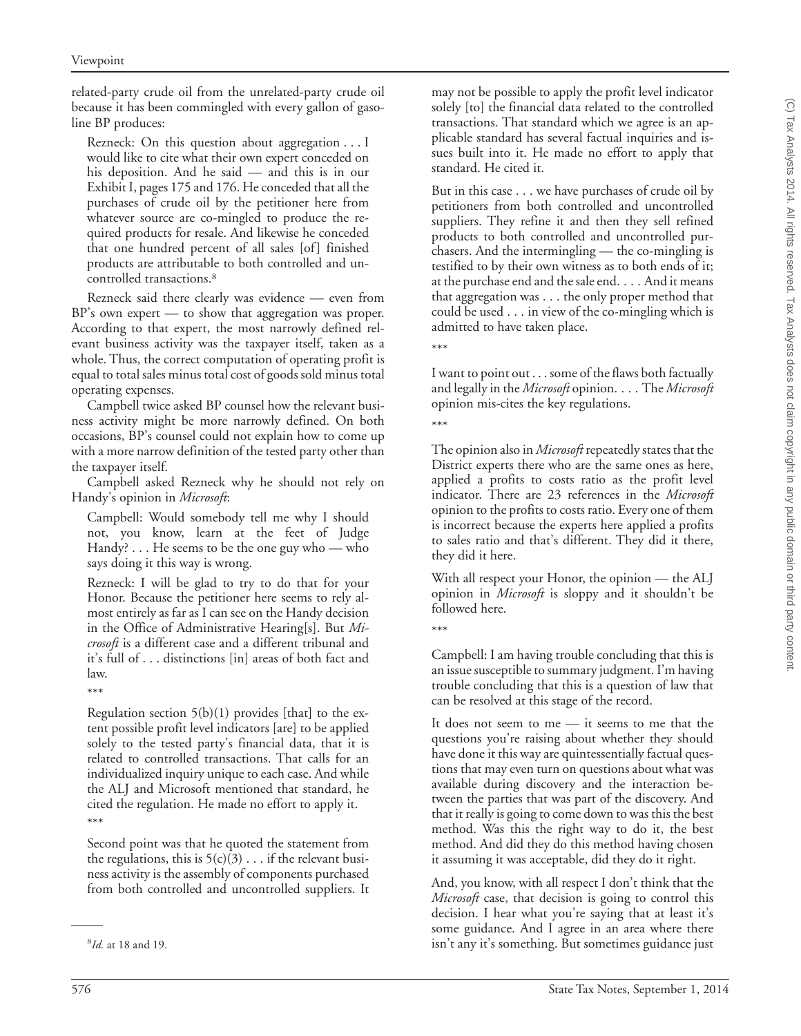related-party crude oil from the unrelated-party crude oil because it has been commingled with every gallon of gasoline BP produces:

> Rezneck: On this question about aggregation . . . I would like to cite what their own expert conceded on his deposition. And he said — and this is in our Exhibit I, pages 175 and 176. He conceded that all the purchases of crude oil by the petitioner here from whatever source are co-mingled to produce the required products for resale. And likewise he conceded that one hundred percent of all sales [of] finished products are attributable to both controlled and uncontrolled transactions.[8]

Rezneck said there clearly was evidence — even from BP's own expert — to show that aggregation was proper. According to that expert, the most narrowly defined relevant business activity was the taxpayer itself, taken as a whole. Thus, the correct computation of operating profit is equal to total sales minus total cost of goods sold minus total operating expenses.

Campbell twice asked BP counsel how the relevant business activity might be more narrowly defined. On both occasions, BP's counsel could not explain how to come up with a more narrow definition of the tested party other than the taxpayer itself.

Campbell asked Rezneck why he should not rely on Handy's opinion in *Microsoft*:

> Campbell: Would somebody tell me why I should not, you know, learn at the feet of Judge Handy? . . . He seems to be the one guy who — who says doing it this way is wrong.
>
> Rezneck: I will be glad to try to do that for your Honor. Because the petitioner here seems to rely almost entirely as far as I can see on the Handy decision in the Office of Administrative Hearing[s]. But *Microsoft* is a different case and a different tribunal and it's full of . . . distinctions [in] areas of both fact and law.
>
> \*\*\*
>
> Regulation section 5(b)(1) provides [that] to the extent possible profit level indicators [are] to be applied solely to the tested party's financial data, that it is related to controlled transactions. That calls for an individualized inquiry unique to each case. And while the ALJ and Microsoft mentioned that standard, he cited the regulation. He made no effort to apply it.
>
> \*\*\*
>
> Second point was that he quoted the statement from the regulations, this is 5(c)(3) . . . if the relevant business activity is the assembly of components purchased from both controlled and uncontrolled suppliers. It may not be possible to apply the profit level indicator solely [to] the financial data related to the controlled transactions. That standard which we agree is an applicable standard has several factual inquiries and issues built into it. He made no effort to apply that standard. He cited it.
>
> But in this case . . . we have purchases of crude oil by petitioners from both controlled and uncontrolled suppliers. They refine it and then they sell refined products to both controlled and uncontrolled purchasers. And the intermingling — the co-mingling is testified to by their own witness as to both ends of it; at the purchase end and the sale end. . . . And it means that aggregation was . . . the only proper method that could be used . . . in view of the co-mingling which is admitted to have taken place.
>
> \*\*\*
>
> I want to point out . . . some of the flaws both factually and legally in the *Microsoft* opinion. . . . The *Microsoft* opinion mis-cites the key regulations.
>
> \*\*\*
>
> The opinion also in *Microsoft* repeatedly states that the District experts there who are the same ones as here, applied a profits to costs ratio as the profit level indicator. There are 23 references in the *Microsoft* opinion to the profits to costs ratio. Every one of them is incorrect because the experts here applied a profits to sales ratio and that's different. They did it there, they did it here.
>
> With all respect your Honor, the opinion — the ALJ opinion in *Microsoft* is sloppy and it shouldn't be followed here.
>
> \*\*\*
>
> Campbell: I am having trouble concluding that this is an issue susceptible to summary judgment. I'm having trouble concluding that this is a question of law that can be resolved at this stage of the record.
>
> It does not seem to me — it seems to me that the questions you're raising about whether they should have done it this way are quintessentially factual questions that may even turn on questions about what was available during discovery and the interaction between the parties that was part of the discovery. And that it really is going to come down to was this the best method. Was this the right way to do it, the best method. And did they do this method having chosen it assuming it was acceptable, did they do it right.
>
> And, you know, with all respect I don't think that the *Microsoft* case, that decision is going to control this decision. I hear what you're saying that at least it's some guidance. And I agree in an area where there isn't any it's something. But sometimes guidance just

---

[8] *Id.* at 18 and 19.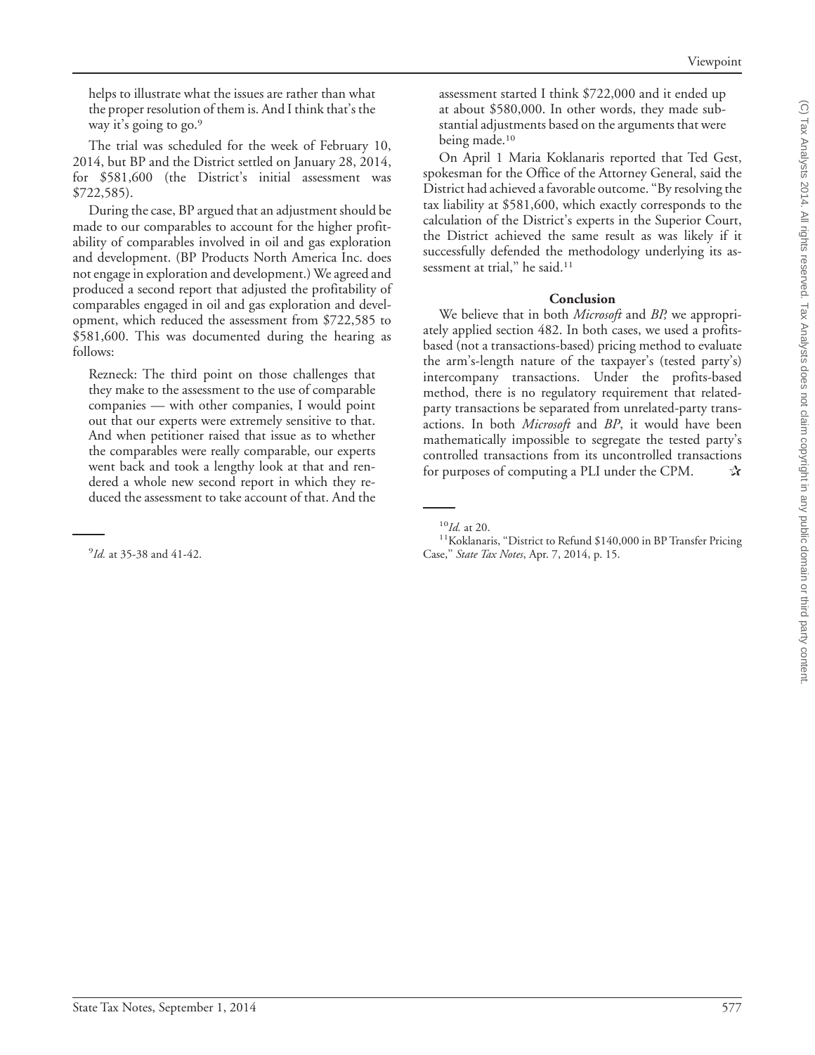helps to illustrate what the issues are rather than what the proper resolution of them is. And I think that's the way it's going to go.[9]

The trial was scheduled for the week of February 10, 2014, but BP and the District settled on January 28, 2014, for $581,600 (the District's initial assessment was $722,585).

During the case, BP argued that an adjustment should be made to our comparables to account for the higher profitability of comparables involved in oil and gas exploration and development. (BP Products North America Inc. does not engage in exploration and development.) We agreed and produced a second report that adjusted the profitability of comparables engaged in oil and gas exploration and development, which reduced the assessment from $722,585 to $581,600. This was documented during the hearing as follows:

> Rezneck: The third point on those challenges that they make to the assessment to the use of comparable companies — with other companies, I would point out that our experts were extremely sensitive to that. And when petitioner raised that issue as to whether the comparables were really comparable, our experts went back and took a lengthy look at that and rendered a whole new second report in which they reduced the assessment to take account of that. And the assessment started I think $722,000 and it ended up at about $580,000. In other words, they made substantial adjustments based on the arguments that were being made.[10]

On April 1 Maria Koklanaris reported that Ted Gest, spokesman for the Office of the Attorney General, said the District had achieved a favorable outcome. "By resolving the tax liability at $581,600, which exactly corresponds to the calculation of the District's experts in the Superior Court, the District achieved the same result as was likely if it successfully defended the methodology underlying its assessment at trial," he said.[11]

## Conclusion

We believe that in both *Microsoft* and *BP,* we appropriately applied section 482. In both cases, we used a profits-based (not a transactions-based) pricing method to evaluate the arm's-length nature of the taxpayer's (tested party's) intercompany transactions. Under the profits-based method, there is no regulatory requirement that related-party transactions be separated from unrelated-party transactions. In both *Microsoft* and *BP*, it would have been mathematically impossible to segregate the tested party's controlled transactions from its uncontrolled transactions for purposes of computing a PLI under the CPM. ✰

---

[9] *Id.* at 35-38 and 41-42.

[10] *Id.* at 20.

[11] Koklanaris, "District to Refund $140,000 in BP Transfer Pricing Case," *State Tax Notes*, Apr. 7, 2014, p. 15.